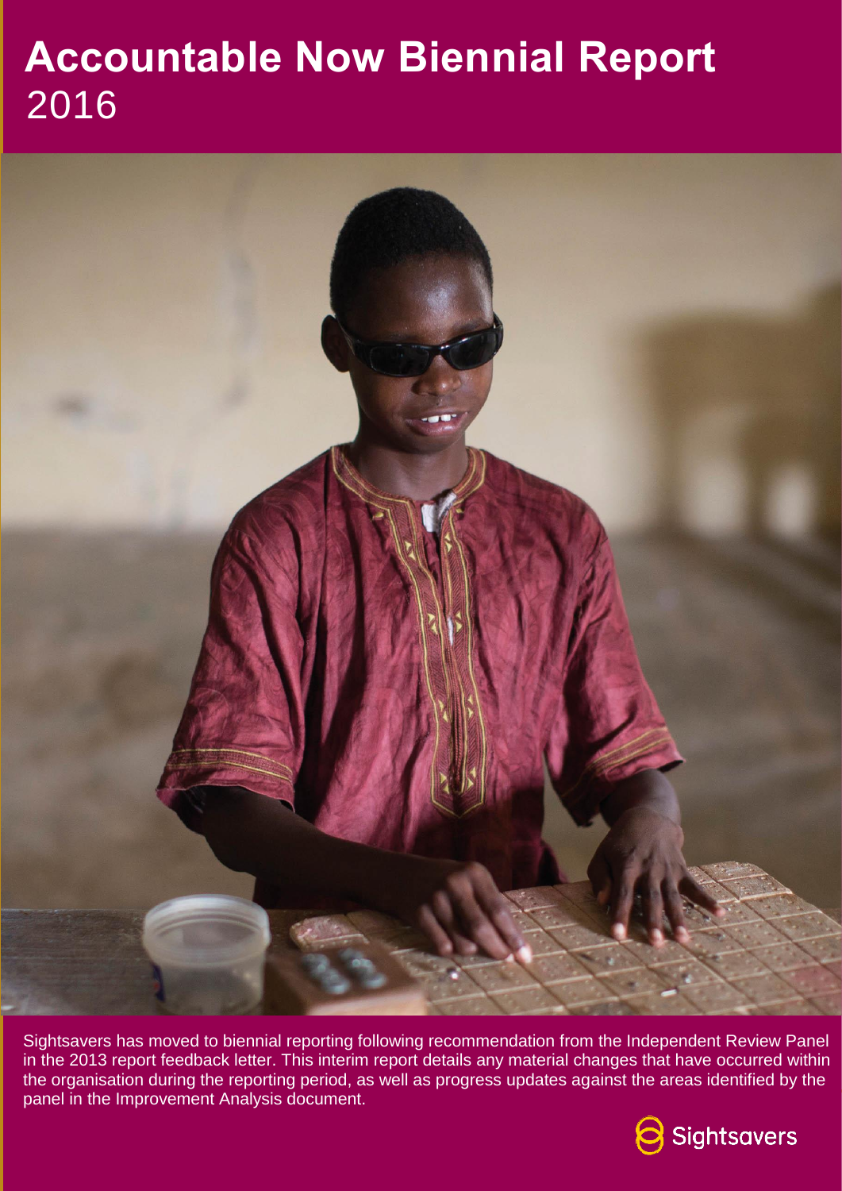# Accountable Now Biennial Report 2016

Sightsavers has moved to biennial reporting following recommendation from the Independent Review Panel in the 2013 report feedback letter. This interim report details any material changes that have occurred within the organisation during the reporting period, as well as progress updates against the areas identified by the panel in the Improvement Analysis document.

Sightsavers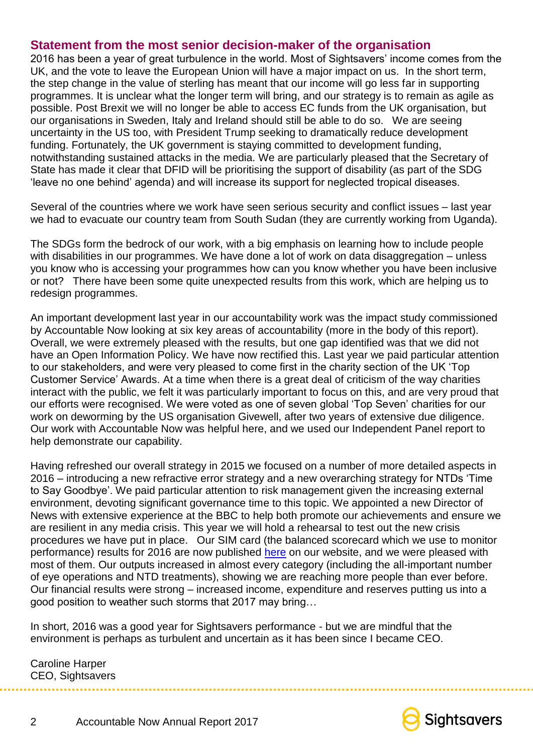## Statement from the most senior decision-maker of the organisation

2016 has been a year of great turbulence in the world. Most of Sightsavers' income comes from the UK, and the vote to leave the European Union will have a major impact on us. In the short term, the step change in the value of sterling has meant that our income will go less far in supporting programmes. It is unclear what the longer term will bring, and our strategy is to remain as agile as possible. Post Brexit we will no longer be able to access EC funds from the UK organisation, but our organisations in Sweden, Italy and Ireland should still be able to do so. We are seeing uncertainty in the US too, with President Trump seeking to dramatically reduce development funding. Fortunately, the UK government is staying committed to development funding, notwithstanding sustained attacks in the media. We are particularly pleased that the Secretary of State has made it clear that DFID will be prioritising the support of disability (as part of the SDG 'leave no one behind' agenda) and will increase its support for neglected tropical diseases.

Several of the countries where we work have seen serious security and conflict issues – last year we had to evacuate our country team from South Sudan (they are currently working from Uganda).

The SDGs form the bedrock of our work, with a big emphasis on learning how to include people with disabilities in our programmes. We have done a lot of work on data disaggregation – unless you know who is accessing your programmes how can you know whether you have been inclusive or not? There have been some quite unexpected results from this work, which are helping us to redesign programmes.

An important development last year in our accountability work was the impact study commissioned by Accountable Now looking at six key areas of accountability (more in the body of this report). Overall, we were extremely pleased with the results, but one gap identified was that we did not have an Open Information Policy. We have now rectified this. Last year we paid particular attention to our stakeholders, and were very pleased to come first in the charity section of the UK 'Top Customer Service' Awards. At a time when there is a great deal of criticism of the way charities interact with the public, we felt it was particularly important to focus on this, and are very proud that our efforts were recognised. We were voted as one of seven global 'Top Seven' charities for our work on deworming by the US organisation Givewell, after two years of extensive due diligence. Our work with Accountable Now was helpful here, and we used our Independent Panel report to help demonstrate our capability.

Having refreshed our overall strategy in 2015 we focused on a number of more detailed aspects in 2016 – introducing a new refractive error strategy and a new overarching strategy for NTDs 'Time to Say Goodbye'. We paid particular attention to risk management given the increasing external environment, devoting significant governance time to this topic. We appointed a new Director of News with extensive experience at the BBC to help both promote our achievements and ensure we are resilient in any media crisis. This year we will hold a rehearsal to test out the new crisis procedures we have put in place. Our SIM card (the balanced scorecard which we use to monitor performance) results for 2016 are now published [here](#) on our website, and we were pleased with most of them. Our outputs increased in almost every category (including the all-important number of eye operations and NTD treatments), showing we are reaching more people than ever before. Our financial results were strong – increased income, expenditure and reserves putting us into a good position to weather such storms that 2017 may bring…

In short, 2016 was a good year for Sightsavers performance - but we are mindful that the environment is perhaps as turbulent and uncertain as it has been since I became CEO.

Caroline Harper
CEO, Sightsavers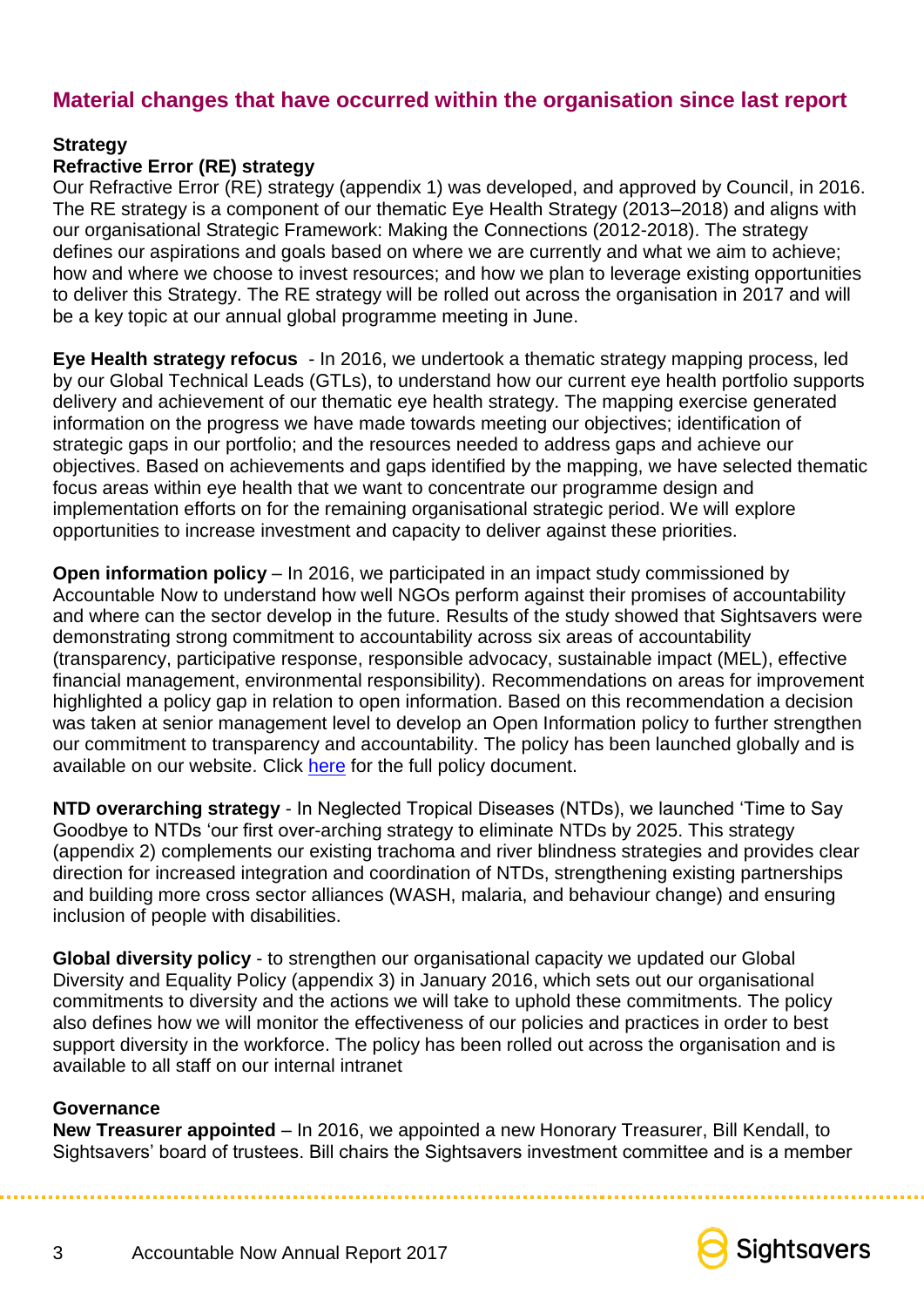## Material changes that have occurred within the organisation since last report

**Strategy**

**Refractive Error (RE) strategy**

Our Refractive Error (RE) strategy (appendix 1) was developed, and approved by Council, in 2016. The RE strategy is a component of our thematic Eye Health Strategy (2013–2018) and aligns with our organisational Strategic Framework: Making the Connections (2012-2018). The strategy defines our aspirations and goals based on where we are currently and what we aim to achieve; how and where we choose to invest resources; and how we plan to leverage existing opportunities to deliver this Strategy. The RE strategy will be rolled out across the organisation in 2017 and will be a key topic at our annual global programme meeting in June.

**Eye Health strategy refocus** - In 2016, we undertook a thematic strategy mapping process, led by our Global Technical Leads (GTLs), to understand how our current eye health portfolio supports delivery and achievement of our thematic eye health strategy. The mapping exercise generated information on the progress we have made towards meeting our objectives; identification of strategic gaps in our portfolio; and the resources needed to address gaps and achieve our objectives. Based on achievements and gaps identified by the mapping, we have selected thematic focus areas within eye health that we want to concentrate our programme design and implementation efforts on for the remaining organisational strategic period. We will explore opportunities to increase investment and capacity to deliver against these priorities.

**Open information policy** – In 2016, we participated in an impact study commissioned by Accountable Now to understand how well NGOs perform against their promises of accountability and where can the sector develop in the future. Results of the study showed that Sightsavers were demonstrating strong commitment to accountability across six areas of accountability (transparency, participative response, responsible advocacy, sustainable impact (MEL), effective financial management, environmental responsibility). Recommendations on areas for improvement highlighted a policy gap in relation to open information. Based on this recommendation a decision was taken at senior management level to develop an Open Information policy to further strengthen our commitment to transparency and accountability. The policy has been launched globally and is available on our website. Click here for the full policy document.

**NTD overarching strategy** - In Neglected Tropical Diseases (NTDs), we launched 'Time to Say Goodbye to NTDs 'our first over-arching strategy to eliminate NTDs by 2025. This strategy (appendix 2) complements our existing trachoma and river blindness strategies and provides clear direction for increased integration and coordination of NTDs, strengthening existing partnerships and building more cross sector alliances (WASH, malaria, and behaviour change) and ensuring inclusion of people with disabilities.

**Global diversity policy** - to strengthen our organisational capacity we updated our Global Diversity and Equality Policy (appendix 3) in January 2016, which sets out our organisational commitments to diversity and the actions we will take to uphold these commitments. The policy also defines how we will monitor the effectiveness of our policies and practices in order to best support diversity in the workforce. The policy has been rolled out across the organisation and is available to all staff on our internal intranet

**Governance**

**New Treasurer appointed** – In 2016, we appointed a new Honorary Treasurer, Bill Kendall, to Sightsavers' board of trustees. Bill chairs the Sightsavers investment committee and is a member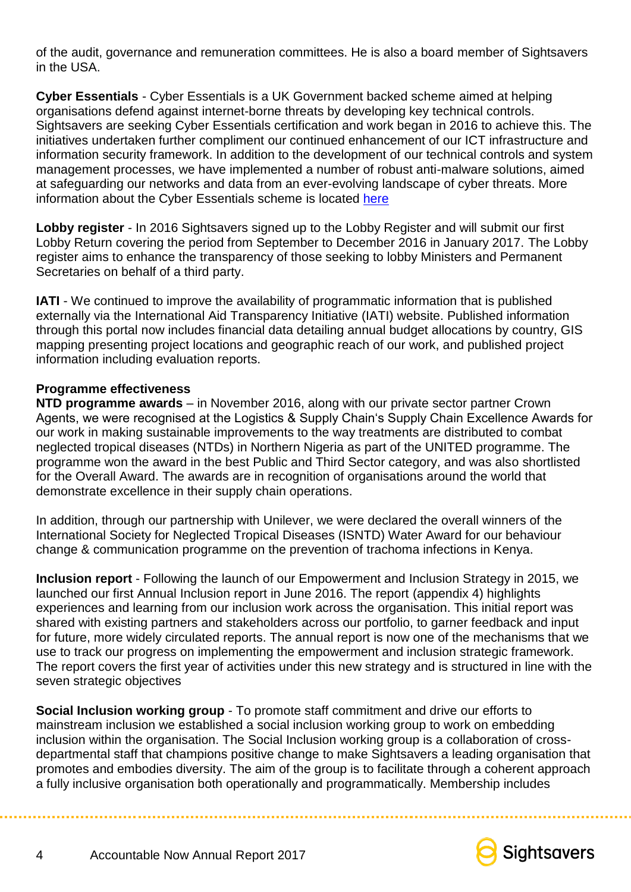of the audit, governance and remuneration committees. He is also a board member of Sightsavers in the USA.

**Cyber Essentials** - Cyber Essentials is a UK Government backed scheme aimed at helping organisations defend against internet-borne threats by developing key technical controls. Sightsavers are seeking Cyber Essentials certification and work began in 2016 to achieve this. The initiatives undertaken further compliment our continued enhancement of our ICT infrastructure and information security framework. In addition to the development of our technical controls and system management processes, we have implemented a number of robust anti-malware solutions, aimed at safeguarding our networks and data from an ever-evolving landscape of cyber threats. More information about the Cyber Essentials scheme is located here

**Lobby register** - In 2016 Sightsavers signed up to the Lobby Register and will submit our first Lobby Return covering the period from September to December 2016 in January 2017. The Lobby register aims to enhance the transparency of those seeking to lobby Ministers and Permanent Secretaries on behalf of a third party.

**IATI** - We continued to improve the availability of programmatic information that is published externally via the International Aid Transparency Initiative (IATI) website. Published information through this portal now includes financial data detailing annual budget allocations by country, GIS mapping presenting project locations and geographic reach of our work, and published project information including evaluation reports.

**Programme effectiveness**

**NTD programme awards** – in November 2016, along with our private sector partner Crown Agents, we were recognised at the Logistics & Supply Chain's Supply Chain Excellence Awards for our work in making sustainable improvements to the way treatments are distributed to combat neglected tropical diseases (NTDs) in Northern Nigeria as part of the UNITED programme. The programme won the award in the best Public and Third Sector category, and was also shortlisted for the Overall Award. The awards are in recognition of organisations around the world that demonstrate excellence in their supply chain operations.

In addition, through our partnership with Unilever, we were declared the overall winners of the International Society for Neglected Tropical Diseases (ISNTD) Water Award for our behaviour change & communication programme on the prevention of trachoma infections in Kenya.

**Inclusion report** - Following the launch of our Empowerment and Inclusion Strategy in 2015, we launched our first Annual Inclusion report in June 2016. The report (appendix 4) highlights experiences and learning from our inclusion work across the organisation. This initial report was shared with existing partners and stakeholders across our portfolio, to garner feedback and input for future, more widely circulated reports. The annual report is now one of the mechanisms that we use to track our progress on implementing the empowerment and inclusion strategic framework. The report covers the first year of activities under this new strategy and is structured in line with the seven strategic objectives

**Social Inclusion working group** - To promote staff commitment and drive our efforts to mainstream inclusion we established a social inclusion working group to work on embedding inclusion within the organisation. The Social Inclusion working group is a collaboration of cross-departmental staff that champions positive change to make Sightsavers a leading organisation that promotes and embodies diversity. The aim of the group is to facilitate through a coherent approach a fully inclusive organisation both operationally and programmatically. Membership includes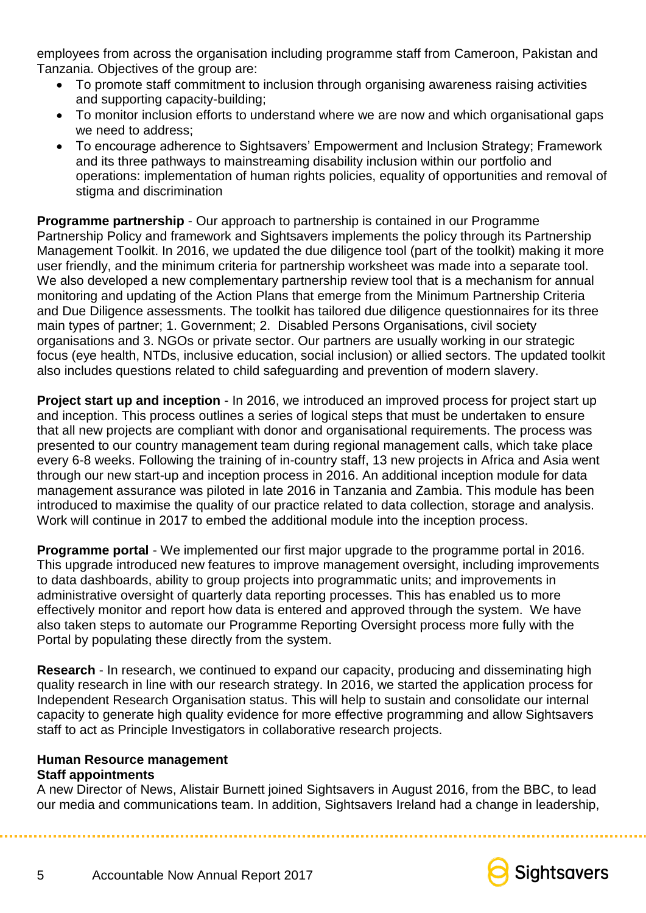employees from across the organisation including programme staff from Cameroon, Pakistan and Tanzania. Objectives of the group are:

- To promote staff commitment to inclusion through organising awareness raising activities and supporting capacity-building;
- To monitor inclusion efforts to understand where we are now and which organisational gaps we need to address;
- To encourage adherence to Sightsavers' Empowerment and Inclusion Strategy; Framework and its three pathways to mainstreaming disability inclusion within our portfolio and operations: implementation of human rights policies, equality of opportunities and removal of stigma and discrimination

**Programme partnership** - Our approach to partnership is contained in our Programme Partnership Policy and framework and Sightsavers implements the policy through its Partnership Management Toolkit. In 2016, we updated the due diligence tool (part of the toolkit) making it more user friendly, and the minimum criteria for partnership worksheet was made into a separate tool. We also developed a new complementary partnership review tool that is a mechanism for annual monitoring and updating of the Action Plans that emerge from the Minimum Partnership Criteria and Due Diligence assessments. The toolkit has tailored due diligence questionnaires for its three main types of partner; 1. Government; 2. Disabled Persons Organisations, civil society organisations and 3. NGOs or private sector. Our partners are usually working in our strategic focus (eye health, NTDs, inclusive education, social inclusion) or allied sectors. The updated toolkit also includes questions related to child safeguarding and prevention of modern slavery.

**Project start up and inception** - In 2016, we introduced an improved process for project start up and inception. This process outlines a series of logical steps that must be undertaken to ensure that all new projects are compliant with donor and organisational requirements. The process was presented to our country management team during regional management calls, which take place every 6-8 weeks. Following the training of in-country staff, 13 new projects in Africa and Asia went through our new start-up and inception process in 2016. An additional inception module for data management assurance was piloted in late 2016 in Tanzania and Zambia. This module has been introduced to maximise the quality of our practice related to data collection, storage and analysis. Work will continue in 2017 to embed the additional module into the inception process.

**Programme portal** - We implemented our first major upgrade to the programme portal in 2016. This upgrade introduced new features to improve management oversight, including improvements to data dashboards, ability to group projects into programmatic units; and improvements in administrative oversight of quarterly data reporting processes. This has enabled us to more effectively monitor and report how data is entered and approved through the system. We have also taken steps to automate our Programme Reporting Oversight process more fully with the Portal by populating these directly from the system.

**Research** - In research, we continued to expand our capacity, producing and disseminating high quality research in line with our research strategy. In 2016, we started the application process for Independent Research Organisation status. This will help to sustain and consolidate our internal capacity to generate high quality evidence for more effective programming and allow Sightsavers staff to act as Principle Investigators in collaborative research projects.

**Human Resource management**

**Staff appointments**

A new Director of News, Alistair Burnett joined Sightsavers in August 2016, from the BBC, to lead our media and communications team. In addition, Sightsavers Ireland had a change in leadership,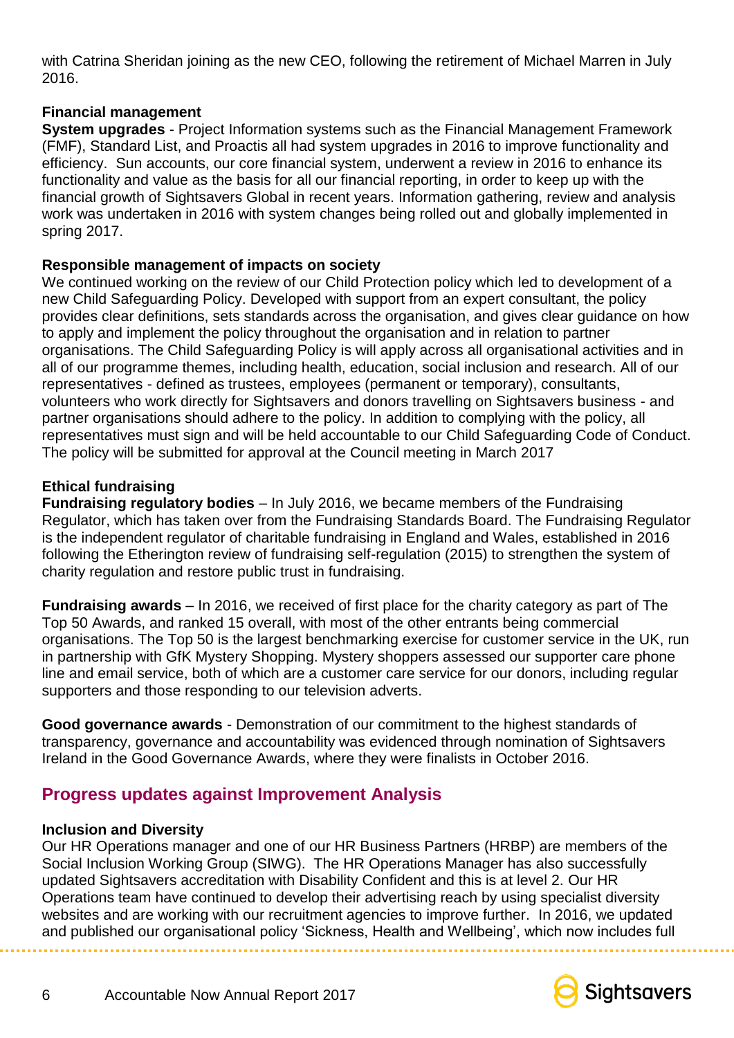with Catrina Sheridan joining as the new CEO, following the retirement of Michael Marren in July 2016.

**Financial management**

**System upgrades** - Project Information systems such as the Financial Management Framework (FMF), Standard List, and Proactis all had system upgrades in 2016 to improve functionality and efficiency. Sun accounts, our core financial system, underwent a review in 2016 to enhance its functionality and value as the basis for all our financial reporting, in order to keep up with the financial growth of Sightsavers Global in recent years. Information gathering, review and analysis work was undertaken in 2016 with system changes being rolled out and globally implemented in spring 2017.

**Responsible management of impacts on society**

We continued working on the review of our Child Protection policy which led to development of a new Child Safeguarding Policy. Developed with support from an expert consultant, the policy provides clear definitions, sets standards across the organisation, and gives clear guidance on how to apply and implement the policy throughout the organisation and in relation to partner organisations. The Child Safeguarding Policy is will apply across all organisational activities and in all of our programme themes, including health, education, social inclusion and research. All of our representatives - defined as trustees, employees (permanent or temporary), consultants, volunteers who work directly for Sightsavers and donors travelling on Sightsavers business - and partner organisations should adhere to the policy. In addition to complying with the policy, all representatives must sign and will be held accountable to our Child Safeguarding Code of Conduct. The policy will be submitted for approval at the Council meeting in March 2017

**Ethical fundraising**

**Fundraising regulatory bodies** – In July 2016, we became members of the Fundraising Regulator, which has taken over from the Fundraising Standards Board. The Fundraising Regulator is the independent regulator of charitable fundraising in England and Wales, established in 2016 following the Etherington review of fundraising self-regulation (2015) to strengthen the system of charity regulation and restore public trust in fundraising.

**Fundraising awards** – In 2016, we received of first place for the charity category as part of The Top 50 Awards, and ranked 15 overall, with most of the other entrants being commercial organisations. The Top 50 is the largest benchmarking exercise for customer service in the UK, run in partnership with GfK Mystery Shopping. Mystery shoppers assessed our supporter care phone line and email service, both of which are a customer care service for our donors, including regular supporters and those responding to our television adverts.

**Good governance awards** - Demonstration of our commitment to the highest standards of transparency, governance and accountability was evidenced through nomination of Sightsavers Ireland in the Good Governance Awards, where they were finalists in October 2016.

## Progress updates against Improvement Analysis

**Inclusion and Diversity**

Our HR Operations manager and one of our HR Business Partners (HRBP) are members of the Social Inclusion Working Group (SIWG). The HR Operations Manager has also successfully updated Sightsavers accreditation with Disability Confident and this is at level 2. Our HR Operations team have continued to develop their advertising reach by using specialist diversity websites and are working with our recruitment agencies to improve further. In 2016, we updated and published our organisational policy 'Sickness, Health and Wellbeing', which now includes full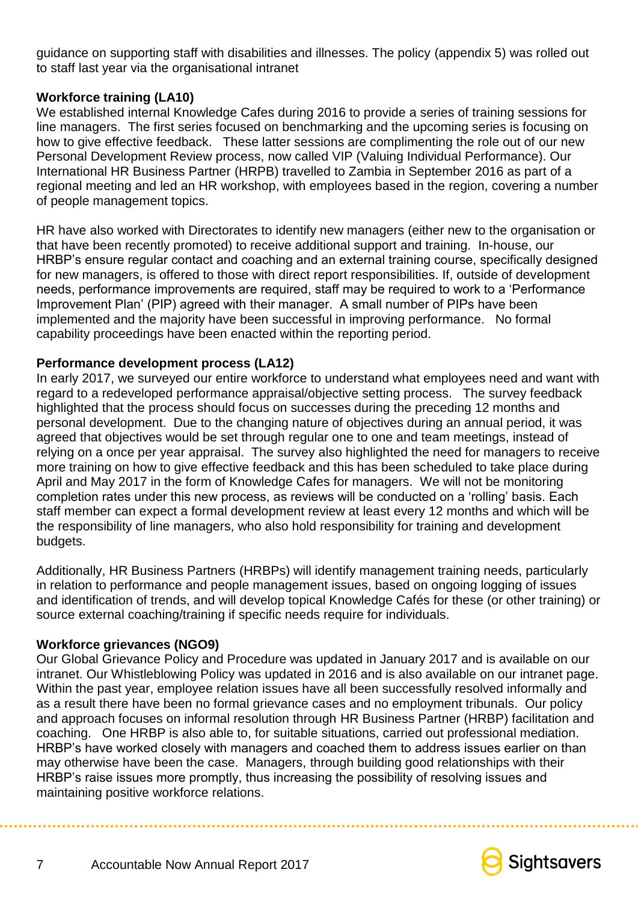guidance on supporting staff with disabilities and illnesses. The policy (appendix 5) was rolled out to staff last year via the organisational intranet

**Workforce training (LA10)**

We established internal Knowledge Cafes during 2016 to provide a series of training sessions for line managers. The first series focused on benchmarking and the upcoming series is focusing on how to give effective feedback. These latter sessions are complimenting the role out of our new Personal Development Review process, now called VIP (Valuing Individual Performance). Our International HR Business Partner (HRPB) travelled to Zambia in September 2016 as part of a regional meeting and led an HR workshop, with employees based in the region, covering a number of people management topics.

HR have also worked with Directorates to identify new managers (either new to the organisation or that have been recently promoted) to receive additional support and training. In-house, our HRBP's ensure regular contact and coaching and an external training course, specifically designed for new managers, is offered to those with direct report responsibilities. If, outside of development needs, performance improvements are required, staff may be required to work to a 'Performance Improvement Plan' (PIP) agreed with their manager. A small number of PIPs have been implemented and the majority have been successful in improving performance. No formal capability proceedings have been enacted within the reporting period.

**Performance development process (LA12)**

In early 2017, we surveyed our entire workforce to understand what employees need and want with regard to a redeveloped performance appraisal/objective setting process. The survey feedback highlighted that the process should focus on successes during the preceding 12 months and personal development. Due to the changing nature of objectives during an annual period, it was agreed that objectives would be set through regular one to one and team meetings, instead of relying on a once per year appraisal. The survey also highlighted the need for managers to receive more training on how to give effective feedback and this has been scheduled to take place during April and May 2017 in the form of Knowledge Cafes for managers. We will not be monitoring completion rates under this new process, as reviews will be conducted on a 'rolling' basis. Each staff member can expect a formal development review at least every 12 months and which will be the responsibility of line managers, who also hold responsibility for training and development budgets.

Additionally, HR Business Partners (HRBPs) will identify management training needs, particularly in relation to performance and people management issues, based on ongoing logging of issues and identification of trends, and will develop topical Knowledge Cafés for these (or other training) or source external coaching/training if specific needs require for individuals.

**Workforce grievances (NGO9)**

Our Global Grievance Policy and Procedure was updated in January 2017 and is available on our intranet. Our Whistleblowing Policy was updated in 2016 and is also available on our intranet page. Within the past year, employee relation issues have all been successfully resolved informally and as a result there have been no formal grievance cases and no employment tribunals. Our policy and approach focuses on informal resolution through HR Business Partner (HRBP) facilitation and coaching. One HRBP is also able to, for suitable situations, carried out professional mediation. HRBP's have worked closely with managers and coached them to address issues earlier on than may otherwise have been the case. Managers, through building good relationships with their HRBP's raise issues more promptly, thus increasing the possibility of resolving issues and maintaining positive workforce relations.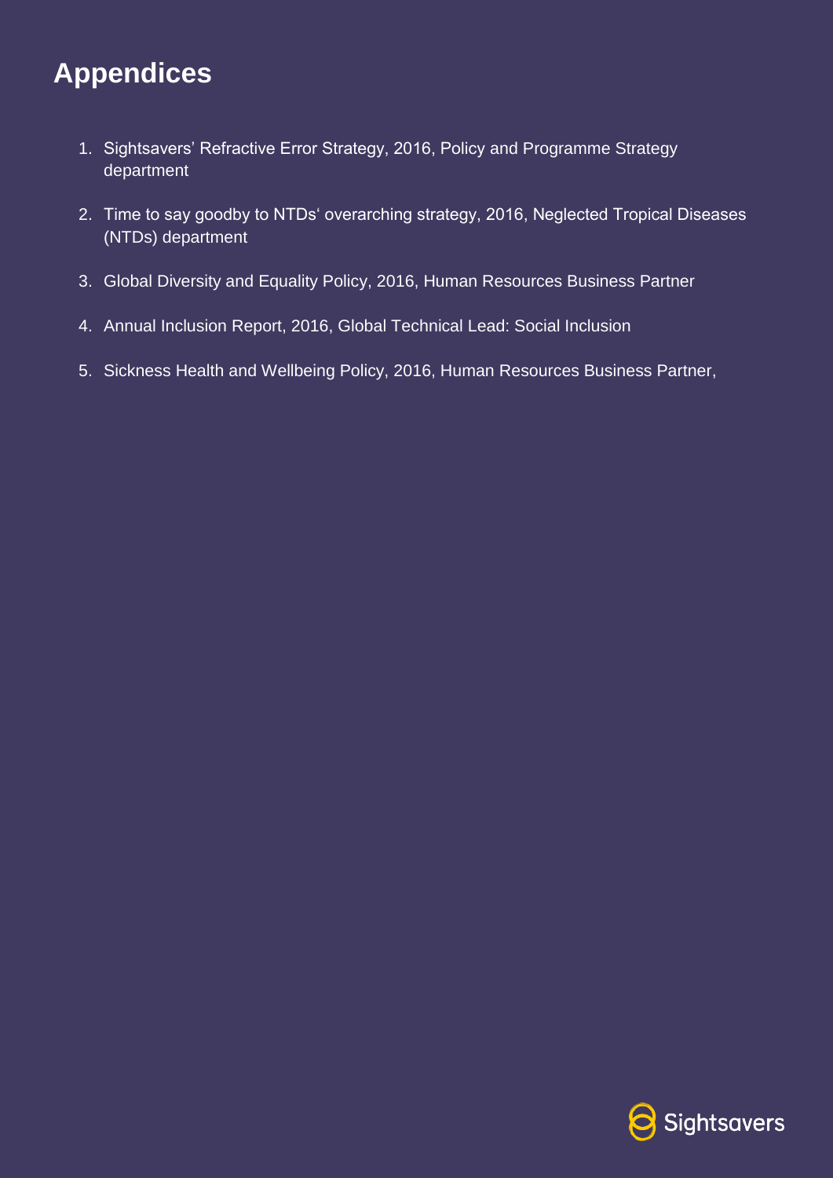## Appendices

1. Sightsavers' Refractive Error Strategy, 2016, Policy and Programme Strategy department
2. Time to say goodby to NTDs' overarching strategy, 2016, Neglected Tropical Diseases (NTDs) department
3. Global Diversity and Equality Policy, 2016, Human Resources Business Partner
4. Annual Inclusion Report, 2016, Global Technical Lead: Social Inclusion
5. Sickness Health and Wellbeing Policy, 2016, Human Resources Business Partner,